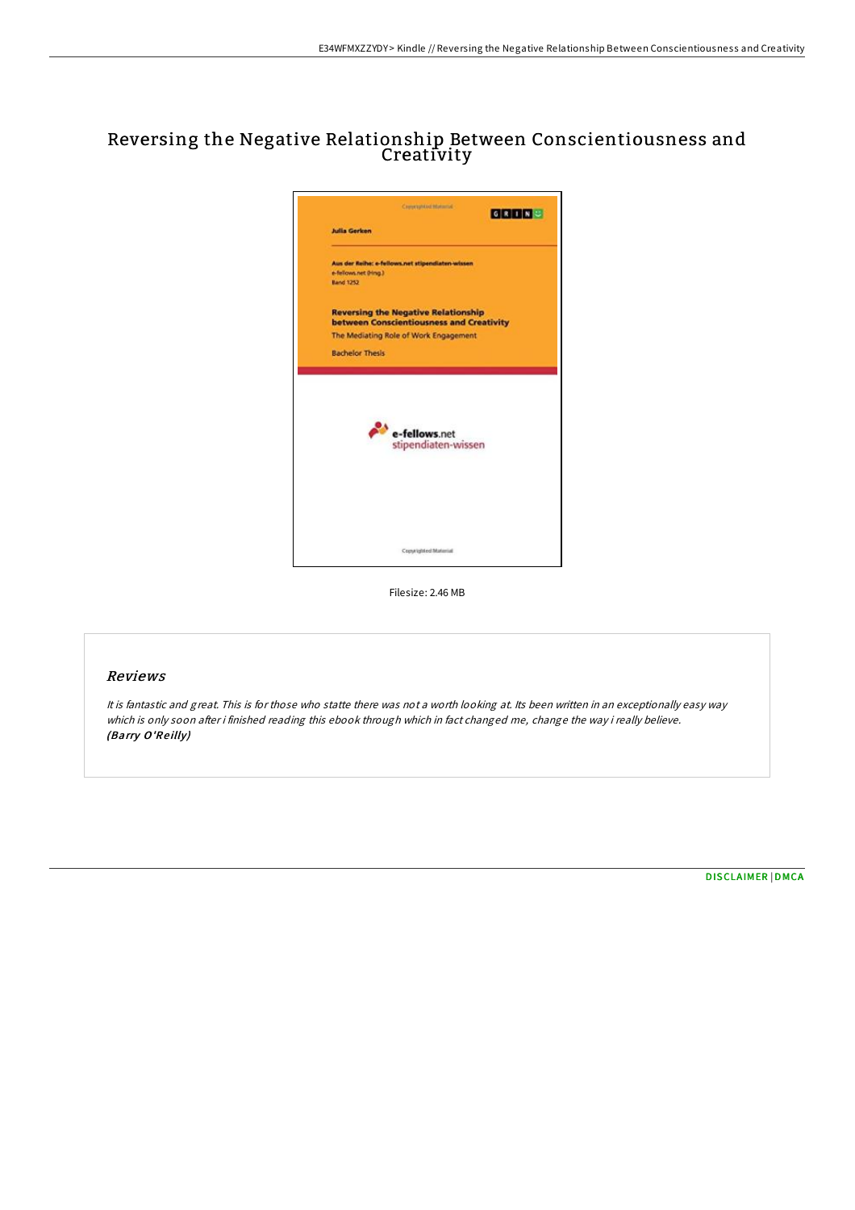# Reversing the Negative Relationship Between Conscientiousness and Creativity

Filesize: 2.46 MB

## Reviews

*It is fantastic and great. This is for those who statte there was not a worth looking at. Its been written in an exceptionally easy way which is only soon after i finished reading this ebook through which in fact changed me, change the way i really believe.*
***(Barry O'Reilly)***

DISCLAIMER | DMCA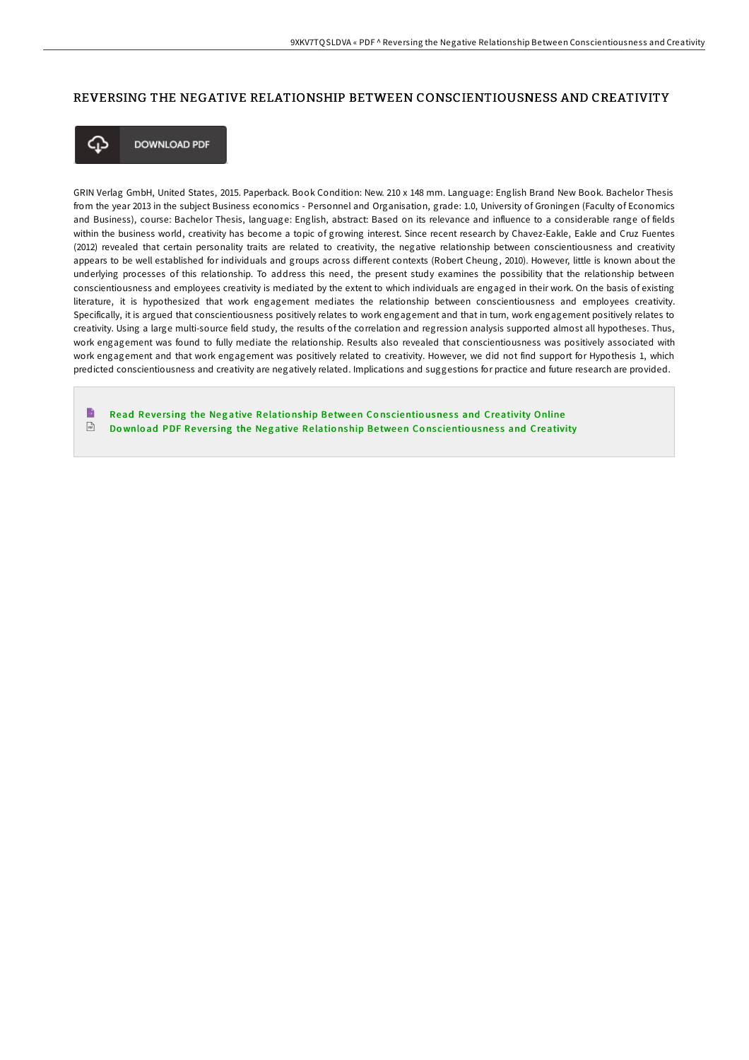# REVERSING THE NEGATIVE RELATIONSHIP BETWEEN CONSCIENTIOUSNESS AND CREATIVITY

DOWNLOAD PDF

GRIN Verlag GmbH, United States, 2015. Paperback. Book Condition: New. 210 x 148 mm. Language: English Brand New Book. Bachelor Thesis from the year 2013 in the subject Business economics - Personnel and Organisation, grade: 1.0, University of Groningen (Faculty of Economics and Business), course: Bachelor Thesis, language: English, abstract: Based on its relevance and influence to a considerable range of fields within the business world, creativity has become a topic of growing interest. Since recent research by Chavez-Eakle, Eakle and Cruz Fuentes (2012) revealed that certain personality traits are related to creativity, the negative relationship between conscientiousness and creativity appears to be well established for individuals and groups across different contexts (Robert Cheung, 2010). However, little is known about the underlying processes of this relationship. To address this need, the present study examines the possibility that the relationship between conscientiousness and employees creativity is mediated by the extent to which individuals are engaged in their work. On the basis of existing literature, it is hypothesized that work engagement mediates the relationship between conscientiousness and employees creativity. Specifically, it is argued that conscientiousness positively relates to work engagement and that in turn, work engagement positively relates to creativity. Using a large multi-source field study, the results of the correlation and regression analysis supported almost all hypotheses. Thus, work engagement was found to fully mediate the relationship. Results also revealed that conscientiousness was positively associated with work engagement and that work engagement was positively related to creativity. However, we did not find support for Hypothesis 1, which predicted conscientiousness and creativity are negatively related. Implications and suggestions for practice and future research are provided.

- Read Reversing the Negative Relationship Between Conscientiousness and Creativity Online
- Download PDF Reversing the Negative Relationship Between Conscientiousness and Creativity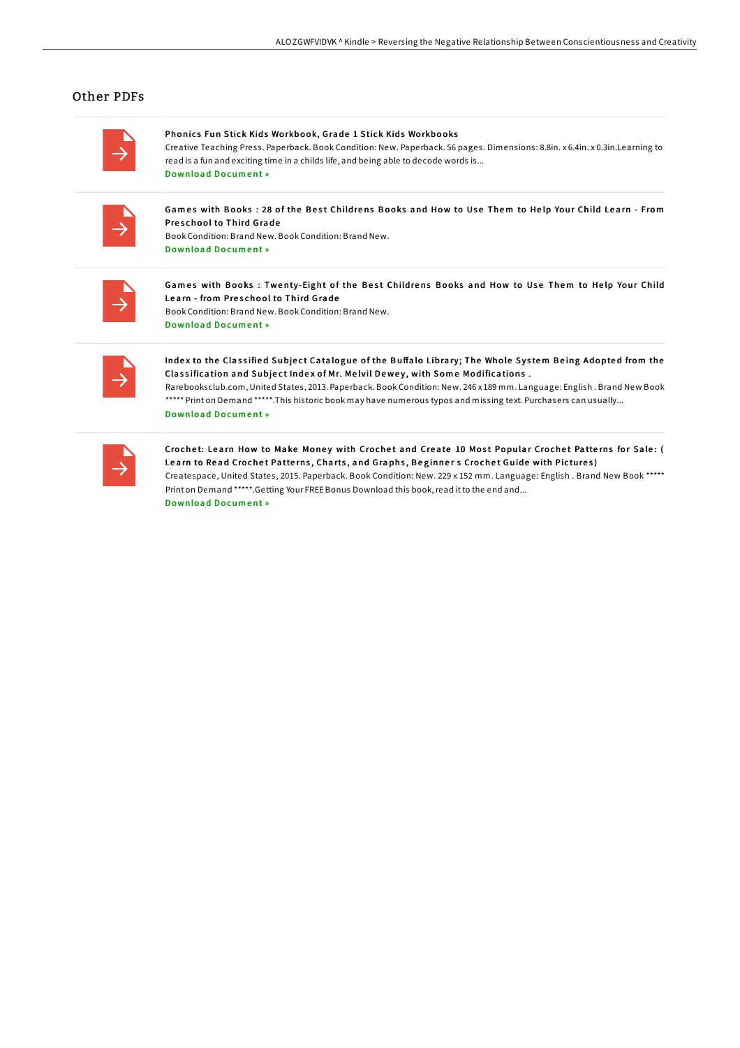## Other PDFs

**Phonics Fun Stick Kids Workbook, Grade 1 Stick Kids Workbooks**

Creative Teaching Press. Paperback. Book Condition: New. Paperback. 56 pages. Dimensions: 8.8in. x 6.4in. x 0.3in.Learning to read is a fun and exciting time in a childs life, and being able to decode words is...

Download Document »

**Games with Books : 28 of the Best Childrens Books and How to Use Them to Help Your Child Learn - From Preschool to Third Grade**

Book Condition: Brand New. Book Condition: Brand New.

Download Document »

**Games with Books : Twenty-Eight of the Best Childrens Books and How to Use Them to Help Your Child Learn - from Preschool to Third Grade**

Book Condition: Brand New. Book Condition: Brand New.

Download Document »

**Index to the Classified Subject Catalogue of the Buffalo Library; The Whole System Being Adopted from the Classification and Subject Index of Mr. Melvil Dewey, with Some Modifications .**

Rarebooksclub.com, United States, 2013. Paperback. Book Condition: New. 246 x 189 mm. Language: English . Brand New Book ***** Print on Demand *****.This historic book may have numerous typos and missing text. Purchasers can usually...

Download Document »

**Crochet: Learn How to Make Money with Crochet and Create 10 Most Popular Crochet Patterns for Sale: ( Learn to Read Crochet Patterns, Charts, and Graphs, Beginner s Crochet Guide with Pictures)**

Createspace, United States, 2015. Paperback. Book Condition: New. 229 x 152 mm. Language: English . Brand New Book ***** Print on Demand *****.Getting Your FREE Bonus Download this book, read it to the end and...

Download Document »